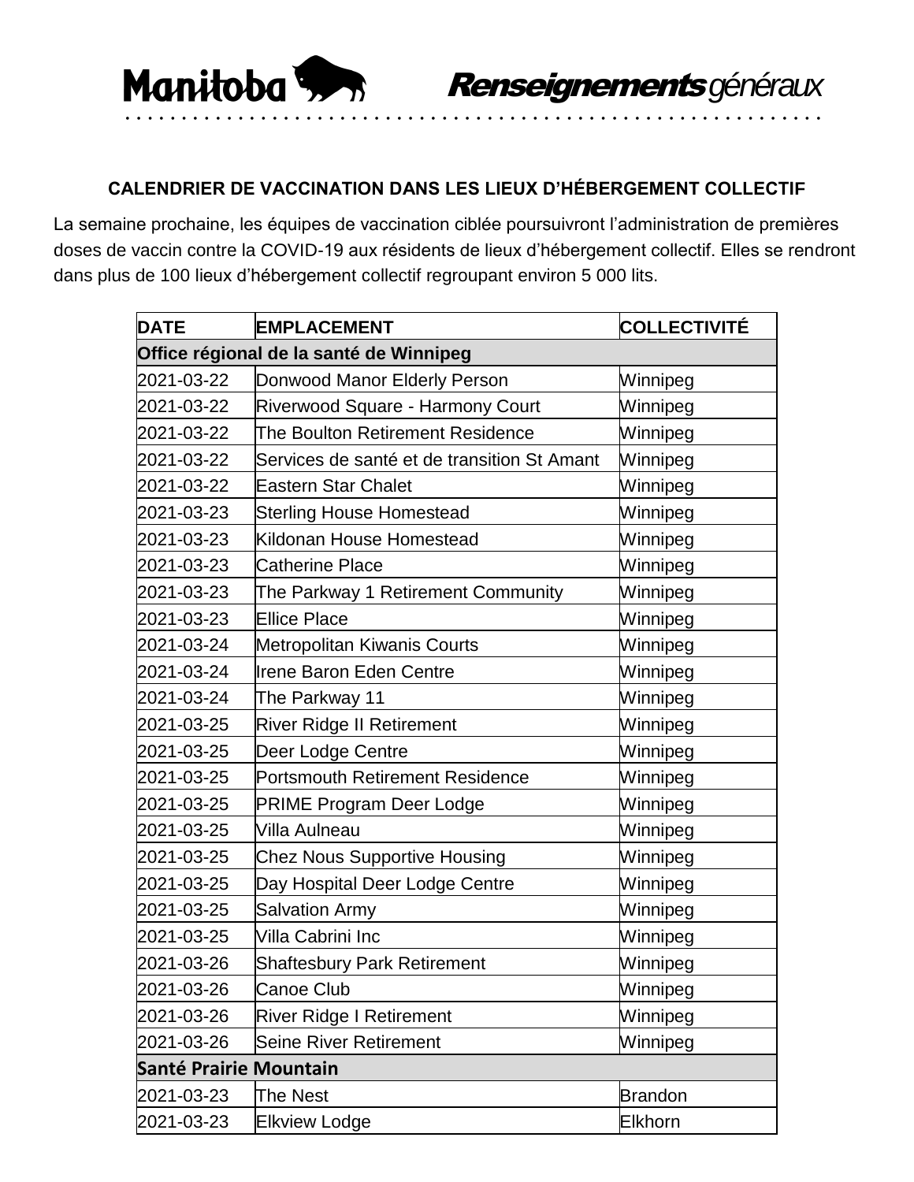**Manitoba** ***Renseignements*** *généraux*

## CALENDRIER DE VACCINATION DANS LES LIEUX D'HÉBERGEMENT COLLECTIF

La semaine prochaine, les équipes de vaccination ciblée poursuivront l'administration de premières doses de vaccin contre la COVID-19 aux résidents de lieux d'hébergement collectif. Elles se rendront dans plus de 100 lieux d'hébergement collectif regroupant environ 5 000 lits.

| DATE | EMPLACEMENT | COLLECTIVITÉ |
|---|---|---|
| **Office régional de la santé de Winnipeg** | | |
| 2021-03-22 | Donwood Manor Elderly Person | Winnipeg |
| 2021-03-22 | Riverwood Square - Harmony Court | Winnipeg |
| 2021-03-22 | The Boulton Retirement Residence | Winnipeg |
| 2021-03-22 | Services de santé et de transition St Amant | Winnipeg |
| 2021-03-22 | Eastern Star Chalet | Winnipeg |
| 2021-03-23 | Sterling House Homestead | Winnipeg |
| 2021-03-23 | Kildonan House Homestead | Winnipeg |
| 2021-03-23 | Catherine Place | Winnipeg |
| 2021-03-23 | The Parkway 1 Retirement Community | Winnipeg |
| 2021-03-23 | Ellice Place | Winnipeg |
| 2021-03-24 | Metropolitan Kiwanis Courts | Winnipeg |
| 2021-03-24 | Irene Baron Eden Centre | Winnipeg |
| 2021-03-24 | The Parkway 11 | Winnipeg |
| 2021-03-25 | River Ridge II Retirement | Winnipeg |
| 2021-03-25 | Deer Lodge Centre | Winnipeg |
| 2021-03-25 | Portsmouth Retirement Residence | Winnipeg |
| 2021-03-25 | PRIME Program Deer Lodge | Winnipeg |
| 2021-03-25 | Villa Aulneau | Winnipeg |
| 2021-03-25 | Chez Nous Supportive Housing | Winnipeg |
| 2021-03-25 | Day Hospital Deer Lodge Centre | Winnipeg |
| 2021-03-25 | Salvation Army | Winnipeg |
| 2021-03-25 | Villa Cabrini Inc | Winnipeg |
| 2021-03-26 | Shaftesbury Park Retirement | Winnipeg |
| 2021-03-26 | Canoe Club | Winnipeg |
| 2021-03-26 | River Ridge I Retirement | Winnipeg |
| 2021-03-26 | Seine River Retirement | Winnipeg |
| **Santé Prairie Mountain** | | |
| 2021-03-23 | The Nest | Brandon |
| 2021-03-23 | Elkview Lodge | Elkhorn |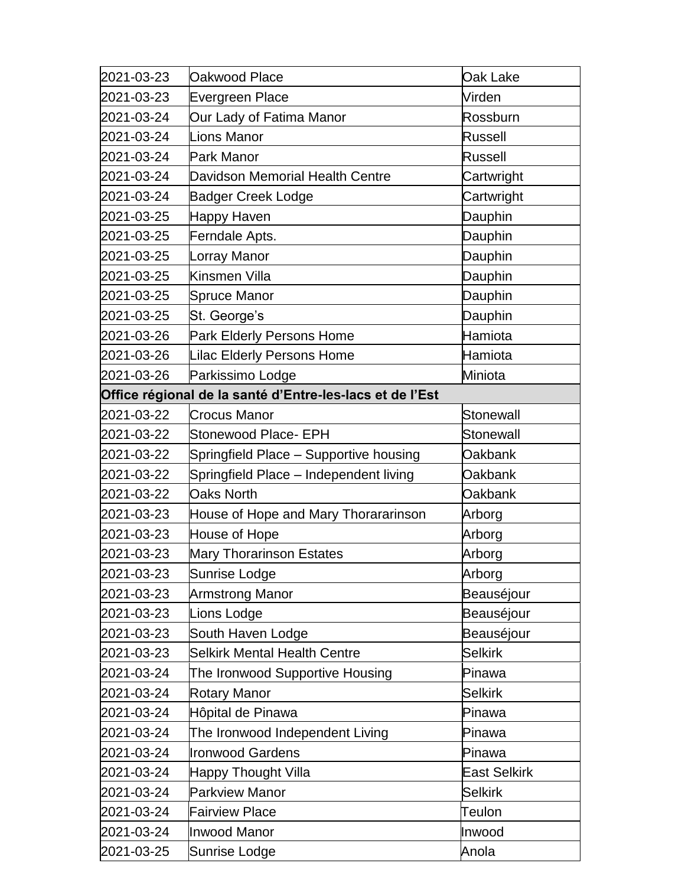| | | |
|---|---|---|
| 2021-03-23 | Oakwood Place | Oak Lake |
| 2021-03-23 | Evergreen Place | Virden |
| 2021-03-24 | Our Lady of Fatima Manor | Rossburn |
| 2021-03-24 | Lions Manor | Russell |
| 2021-03-24 | Park Manor | Russell |
| 2021-03-24 | Davidson Memorial Health Centre | Cartwright |
| 2021-03-24 | Badger Creek Lodge | Cartwright |
| 2021-03-25 | Happy Haven | Dauphin |
| 2021-03-25 | Ferndale Apts. | Dauphin |
| 2021-03-25 | Lorray Manor | Dauphin |
| 2021-03-25 | Kinsmen Villa | Dauphin |
| 2021-03-25 | Spruce Manor | Dauphin |
| 2021-03-25 | St. George's | Dauphin |
| 2021-03-26 | Park Elderly Persons Home | Hamiota |
| 2021-03-26 | Lilac Elderly Persons Home | Hamiota |
| 2021-03-26 | Parkissimo Lodge | Miniota |
| **Office régional de la santé d'Entre-les-lacs et de l'Est** | | |
| 2021-03-22 | Crocus Manor | Stonewall |
| 2021-03-22 | Stonewood Place- EPH | Stonewall |
| 2021-03-22 | Springfield Place – Supportive housing | Oakbank |
| 2021-03-22 | Springfield Place – Independent living | Oakbank |
| 2021-03-22 | Oaks North | Oakbank |
| 2021-03-23 | House of Hope and Mary Thorararinson | Arborg |
| 2021-03-23 | House of Hope | Arborg |
| 2021-03-23 | Mary Thorarinson Estates | Arborg |
| 2021-03-23 | Sunrise Lodge | Arborg |
| 2021-03-23 | Armstrong Manor | Beauséjour |
| 2021-03-23 | Lions Lodge | Beauséjour |
| 2021-03-23 | South Haven Lodge | Beauséjour |
| 2021-03-23 | Selkirk Mental Health Centre | Selkirk |
| 2021-03-24 | The Ironwood Supportive Housing | Pinawa |
| 2021-03-24 | Rotary Manor | Selkirk |
| 2021-03-24 | Hôpital de Pinawa | Pinawa |
| 2021-03-24 | The Ironwood Independent Living | Pinawa |
| 2021-03-24 | Ironwood Gardens | Pinawa |
| 2021-03-24 | Happy Thought Villa | East Selkirk |
| 2021-03-24 | Parkview Manor | Selkirk |
| 2021-03-24 | Fairview Place | Teulon |
| 2021-03-24 | Inwood Manor | Inwood |
| 2021-03-25 | Sunrise Lodge | Anola |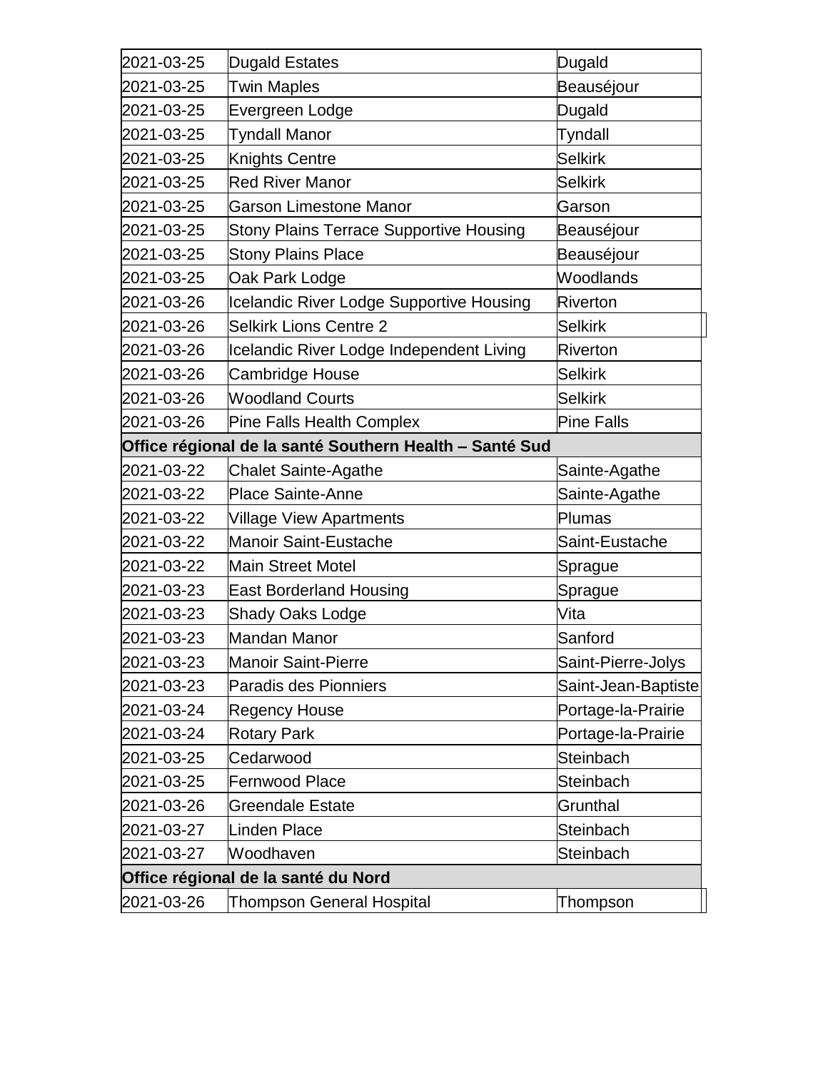| | | |
|---|---|---|
| 2021-03-25 | Dugald Estates | Dugald |
| 2021-03-25 | Twin Maples | Beauséjour |
| 2021-03-25 | Evergreen Lodge | Dugald |
| 2021-03-25 | Tyndall Manor | Tyndall |
| 2021-03-25 | Knights Centre | Selkirk |
| 2021-03-25 | Red River Manor | Selkirk |
| 2021-03-25 | Garson Limestone Manor | Garson |
| 2021-03-25 | Stony Plains Terrace Supportive Housing | Beauséjour |
| 2021-03-25 | Stony Plains Place | Beauséjour |
| 2021-03-25 | Oak Park Lodge | Woodlands |
| 2021-03-26 | Icelandic River Lodge Supportive Housing | Riverton |
| 2021-03-26 | Selkirk Lions Centre 2 | Selkirk |
| 2021-03-26 | Icelandic River Lodge Independent Living | Riverton |
| 2021-03-26 | Cambridge House | Selkirk |
| 2021-03-26 | Woodland Courts | Selkirk |
| 2021-03-26 | Pine Falls Health Complex | Pine Falls |
| **Office régional de la santé Southern Health – Santé Sud** | | |
| 2021-03-22 | Chalet Sainte-Agathe | Sainte-Agathe |
| 2021-03-22 | Place Sainte-Anne | Sainte-Agathe |
| 2021-03-22 | Village View Apartments | Plumas |
| 2021-03-22 | Manoir Saint-Eustache | Saint-Eustache |
| 2021-03-22 | Main Street Motel | Sprague |
| 2021-03-23 | East Borderland Housing | Sprague |
| 2021-03-23 | Shady Oaks Lodge | Vita |
| 2021-03-23 | Mandan Manor | Sanford |
| 2021-03-23 | Manoir Saint-Pierre | Saint-Pierre-Jolys |
| 2021-03-23 | Paradis des Pionniers | Saint-Jean-Baptiste |
| 2021-03-24 | Regency House | Portage-la-Prairie |
| 2021-03-24 | Rotary Park | Portage-la-Prairie |
| 2021-03-25 | Cedarwood | Steinbach |
| 2021-03-25 | Fernwood Place | Steinbach |
| 2021-03-26 | Greendale Estate | Grunthal |
| 2021-03-27 | Linden Place | Steinbach |
| 2021-03-27 | Woodhaven | Steinbach |
| **Office régional de la santé du Nord** | | |
| 2021-03-26 | Thompson General Hospital | Thompson |